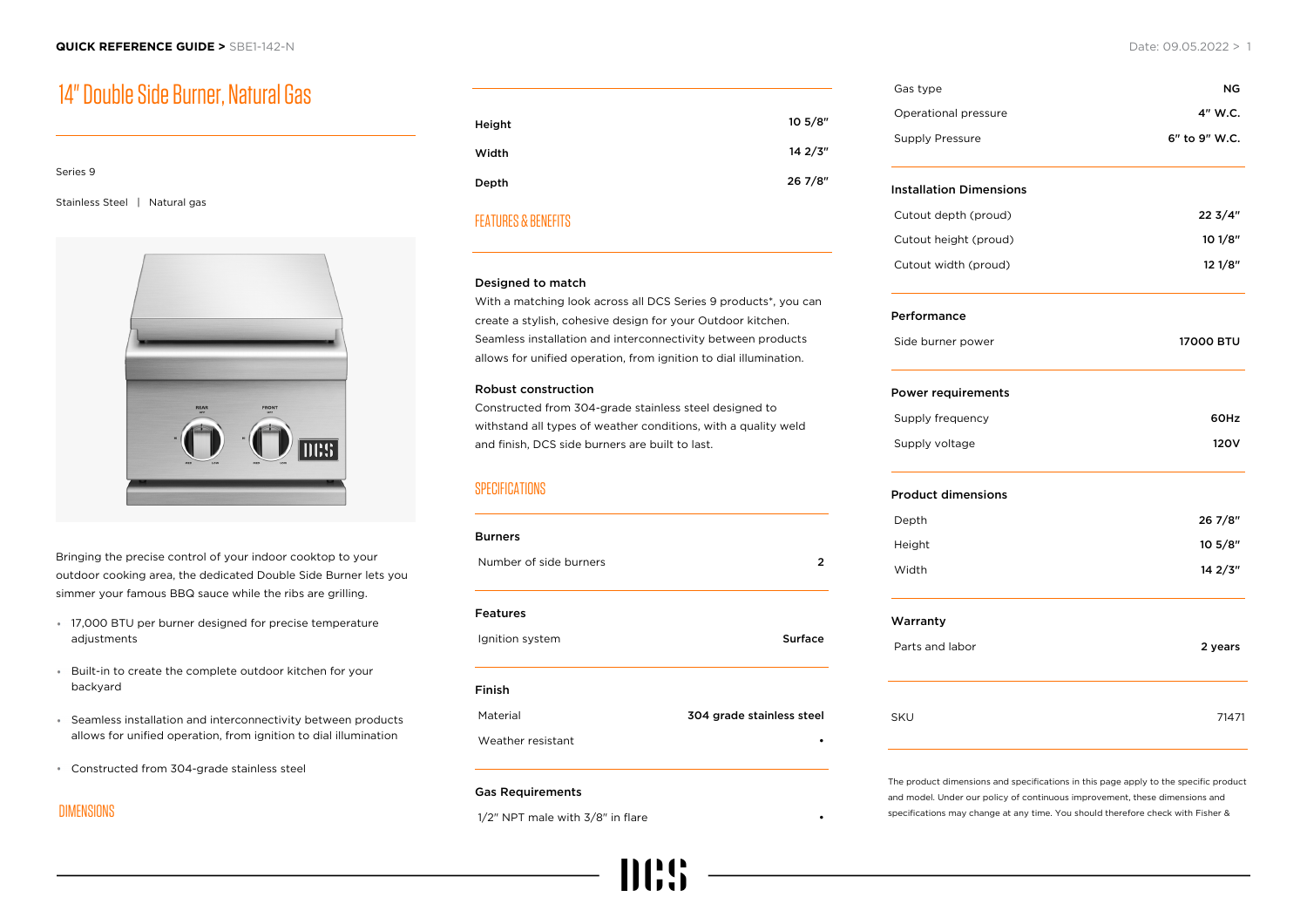// # 14" Double Side Burner, Natural Gas

Series 9

Stainless Steel | Natural gas

Bringing the precise control of your indoor cooktop to your outdoor cooking area, the dedicated Double Side Burner lets you simmer your famous BBQ sauce while the ribs are grilling.

- 17,000 BTU per burner designed for precise temperature adjustments
- Built-in to create the complete outdoor kitchen for your backyard
- Seamless installation and interconnectivity between products allows for unified operation, from ignition to dial illumination
- Constructed from 304-grade stainless steel

## DIMENSIONS

| | |
|---|---|
| Height | 10 5/8" |
| Width | 14 2/3" |
| Depth | 26 7/8" |

## FEATURES & BENEFITS

**Designed to match**

With a matching look across all DCS Series 9 products*, you can create a stylish, cohesive design for your Outdoor kitchen. Seamless installation and interconnectivity between products allows for unified operation, from ignition to dial illumination.

**Robust construction**

Constructed from 304-grade stainless steel designed to withstand all types of weather conditions, with a quality weld and finish, DCS side burners are built to last.

## SPECIFICATIONS

**Burners**

| | |
|---|---|
| Number of side burners | 2 |

**Features**

| | |
|---|---|
| Ignition system | Surface |

**Finish**

| | |
|---|---|
| Material | 304 grade stainless steel |
| Weather resistant | • |

**Gas Requirements**

| | |
|---|---|
| 1/2" NPT male with 3/8" in flare | • |
| Gas type | NG |
| Operational pressure | 4" W.C. |
| Supply Pressure | 6" to 9" W.C. |

**Installation Dimensions**

| | |
|---|---|
| Cutout depth (proud) | 22 3/4" |
| Cutout height (proud) | 10 1/8" |
| Cutout width (proud) | 12 1/8" |

**Performance**

| | |
|---|---|
| Side burner power | 17000 BTU |

**Power requirements**

| | |
|---|---|
| Supply frequency | 60Hz |
| Supply voltage | 120V |

**Product dimensions**

| | |
|---|---|
| Depth | 26 7/8" |
| Height | 10 5/8" |
| Width | 14 2/3" |

**Warranty**

| | |
|---|---|
| Parts and labor | 2 years |

| | |
|---|---|
| SKU | 71471 |

The product dimensions and specifications in this page apply to the specific product and model. Under our policy of continuous improvement, these dimensions and specifications may change at any time. You should therefore check with Fisher &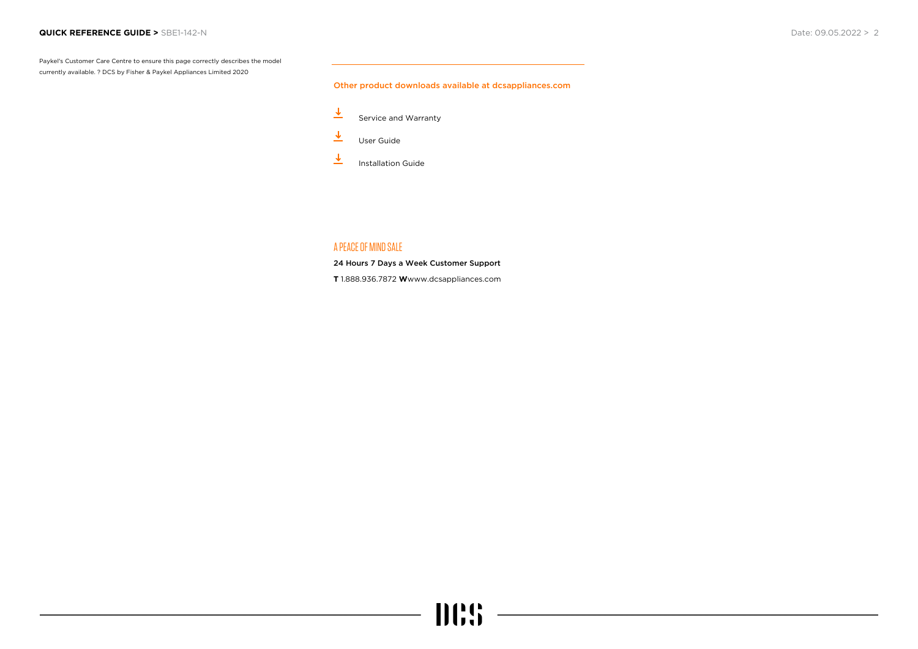Paykel's Customer Care Centre to ensure this page correctly describes the model currently available. ? DCS by Fisher & Paykel Appliances Limited 2020

Other product downloads available at dcsappliances.com

- Service and Warranty
- User Guide
- Installation Guide

A PEACE OF MIND SALE

**24 Hours 7 Days a Week Customer Support**

**T** 1.888.936.7872 **W**www.dcsappliances.com